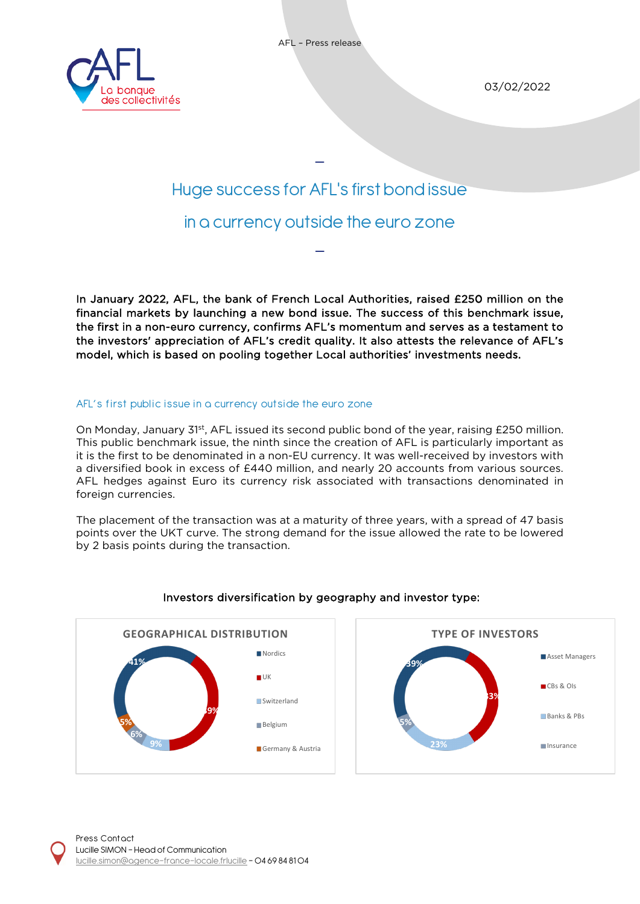AFL – Press release

03/02/2022

# Huge success for AFL's first bond issue in a currency outside the euro zone

**In January 2022, AFL, the bank of French Local Authorities, raised £250 million on the financial markets by launching a new bond issue. The success of this benchmark issue, the first in a non-euro currency, confirms AFL's momentum and serves as a testament to the investors' appreciation of AFL's credit quality. It also attests the relevance of AFL's model, which is based on pooling together Local authorities' investments needs.**

## AFL's first public issue in a currency outside the euro zone

On Monday, January 31st, AFL issued its second public bond of the year, raising £250 million. This public benchmark issue, the ninth since the creation of AFL is particularly important as it is the first to be denominated in a non-EU currency. It was well-received by investors with a diversified book in excess of £440 million, and nearly 20 accounts from various sources. AFL hedges against Euro its currency risk associated with transactions denominated in foreign currencies.

The placement of the transaction was at a maturity of three years, with a spread of 47 basis points over the UKT curve. The strong demand for the issue allowed the rate to be lowered by 2 basis points during the transaction.

**Investors diversification by geography and investor type:**

GEOGRAPHICAL DISTRIBUTION

| Region | Share |
|---|---|
| Nordics | 41% |
| UK | 39% |
| Switzerland | 9% |
| Belgium | 6% |
| Germany & Austria | 5% |

TYPE OF INVESTORS

| Investor type | Share |
|---|---|
| Asset Managers | 39% |
| CBs & OIs | 33% |
| Banks & PBs | 23% |
| Insurance | 5% |

Press Contact
Lucille SIMON – Head of Communication
lucille.simon@agence-france-locale.frlucille – 04 69 84 81 04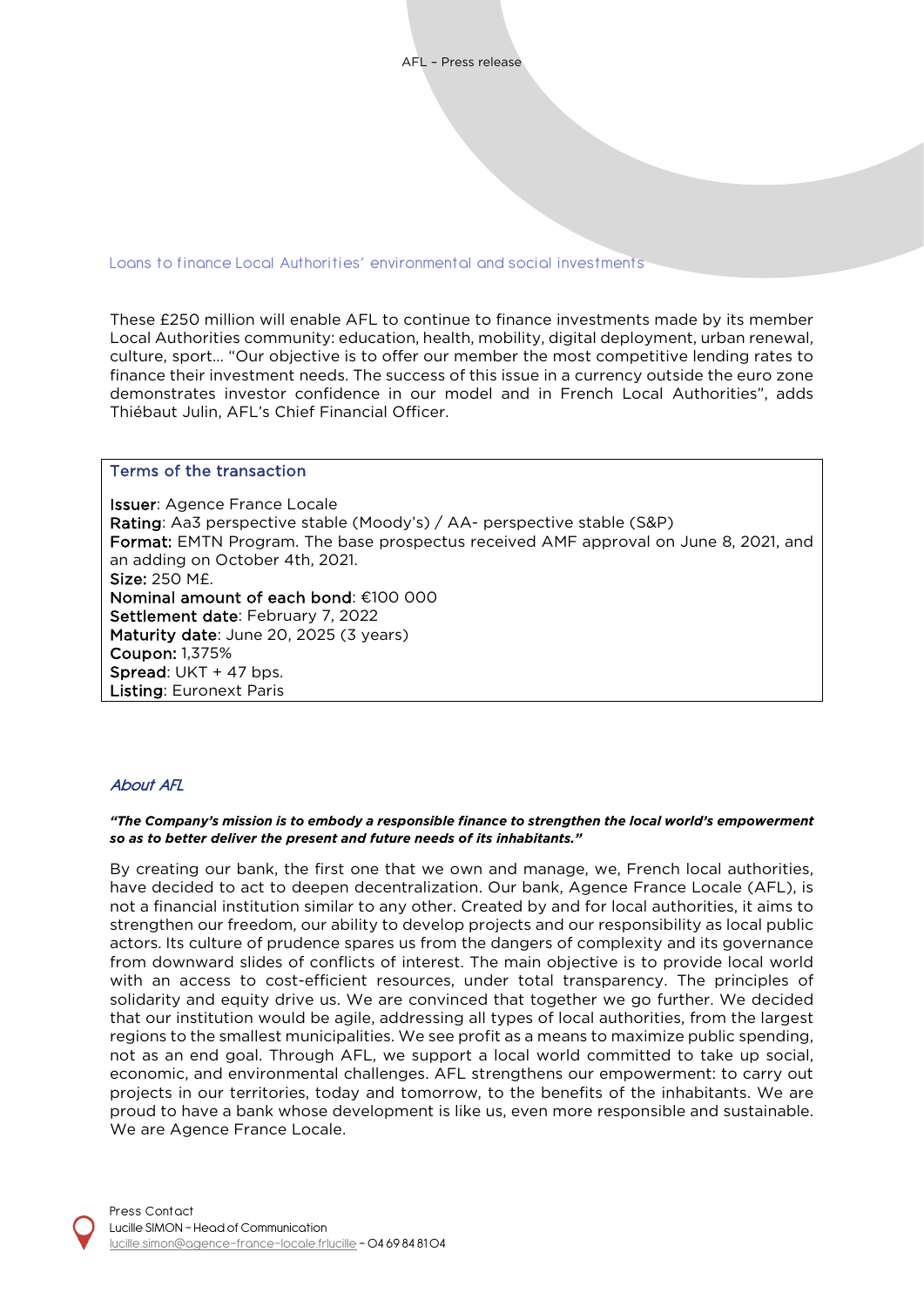## Loans to finance Local Authorities' environmental and social investments

These £250 million will enable AFL to continue to finance investments made by its member Local Authorities community: education, health, mobility, digital deployment, urban renewal, culture, sport… "Our objective is to offer our member the most competitive lending rates to finance their investment needs. The success of this issue in a currency outside the euro zone demonstrates investor confidence in our model and in French Local Authorities", adds Thiébaut Julin, AFL's Chief Financial Officer.

### Terms of the transaction

**Issuer**: Agence France Locale
**Rating**: Aa3 perspective stable (Moody's) / AA- perspective stable (S&P)
**Format:** EMTN Program. The base prospectus received AMF approval on June 8, 2021, and an adding on October 4th, 2021.
**Size:** 250 M£.
**Nominal amount of each bond**: €100 000
**Settlement date**: February 7, 2022
**Maturity date**: June 20, 2025 (3 years)
**Coupon:** 1,375%
**Spread**: UKT + 47 bps.
**Listing**: Euronext Paris

### *About AFL*

***"The Company's mission is to embody a responsible finance to strengthen the local world's empowerment so as to better deliver the present and future needs of its inhabitants."***

By creating our bank, the first one that we own and manage, we, French local authorities, have decided to act to deepen decentralization. Our bank, Agence France Locale (AFL), is not a financial institution similar to any other. Created by and for local authorities, it aims to strengthen our freedom, our ability to develop projects and our responsibility as local public actors. Its culture of prudence spares us from the dangers of complexity and its governance from downward slides of conflicts of interest. The main objective is to provide local world with an access to cost-efficient resources, under total transparency. The principles of solidarity and equity drive us. We are convinced that together we go further. We decided that our institution would be agile, addressing all types of local authorities, from the largest regions to the smallest municipalities. We see profit as a means to maximize public spending, not as an end goal. Through AFL, we support a local world committed to take up social, economic, and environmental challenges. AFL strengthens our empowerment: to carry out projects in our territories, today and tomorrow, to the benefits of the inhabitants. We are proud to have a bank whose development is like us, even more responsible and sustainable. We are Agence France Locale.

Press Contact
Lucille SIMON – Head of Communication
lucille.simon@agence-france-locale.frlucille – 04 69 84 81 04